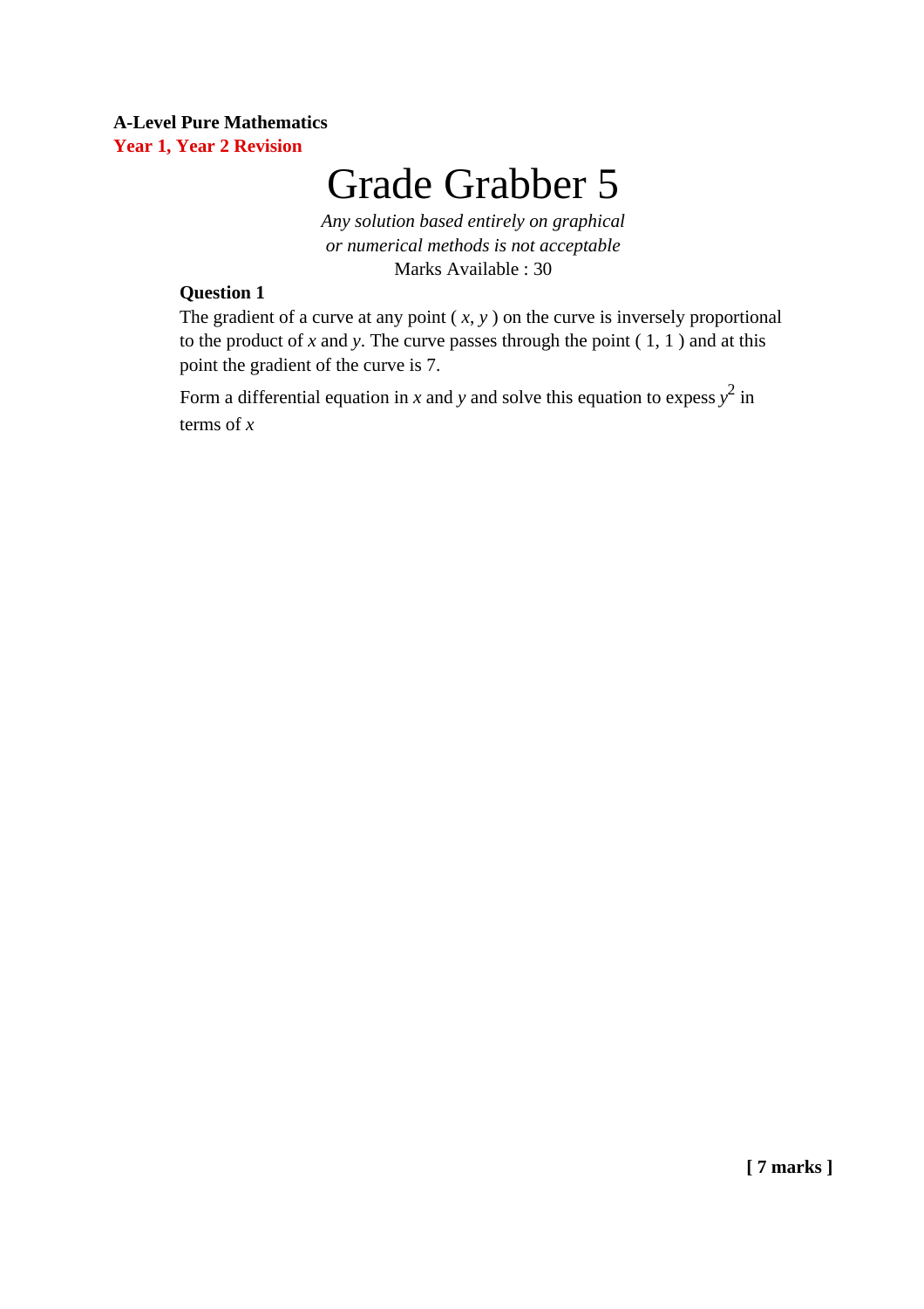**A-Level Pure Mathematics**
**Year 1, Year 2 Revision**

# Grade Grabber 5

*Any solution based entirely on graphical or numerical methods is not acceptable*

Marks Available : 30

**Question 1**

The gradient of a curve at any point ( $x$, $y$ ) on the curve is inversely proportional to the product of $x$ and $y$. The curve passes through the point ( 1, 1 ) and at this point the gradient of the curve is 7.

Form a differential equation in $x$ and $y$ and solve this equation to expess $y^2$ in terms of $x$

**[ 7 marks ]**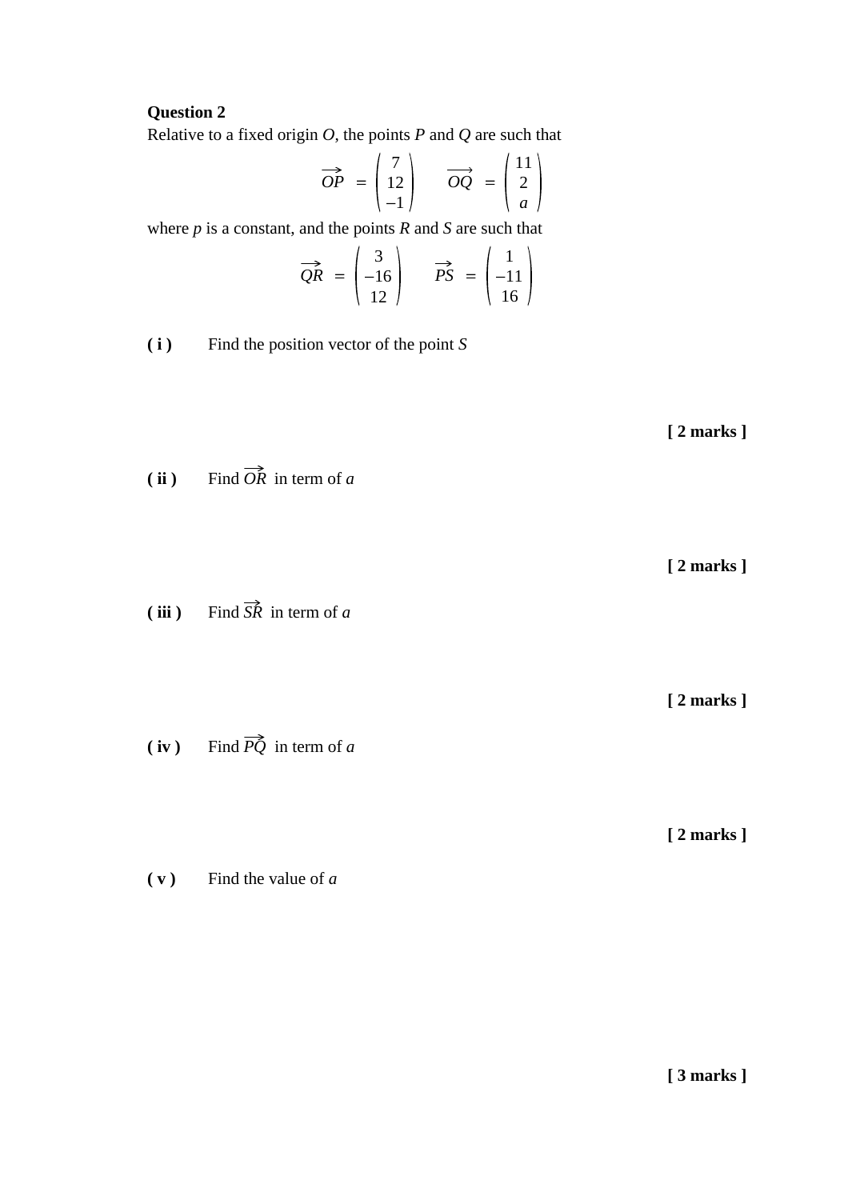**Question 2**

Relative to a fixed origin $O$, the points $P$ and $Q$ are such that

$$\overrightarrow{OP} = \begin{pmatrix} 7 \\ 12 \\ -1 \end{pmatrix} \qquad \overrightarrow{OQ} = \begin{pmatrix} 11 \\ 2 \\ a \end{pmatrix}$$

where $p$ is a constant, and the points $R$ and $S$ are such that

$$\overrightarrow{QR} = \begin{pmatrix} 3 \\ -16 \\ 12 \end{pmatrix} \qquad \overrightarrow{PS} = \begin{pmatrix} 1 \\ -11 \\ 16 \end{pmatrix}$$

**( i )** Find the position vector of the point $S$

**[ 2 marks ]**

**( ii )** Find $\overrightarrow{OR}$ in term of $a$

**[ 2 marks ]**

**( iii )** Find $\overrightarrow{SR}$ in term of $a$

**[ 2 marks ]**

**( iv )** Find $\overrightarrow{PQ}$ in term of $a$

**[ 2 marks ]**

**( v )** Find the value of $a$

**[ 3 marks ]**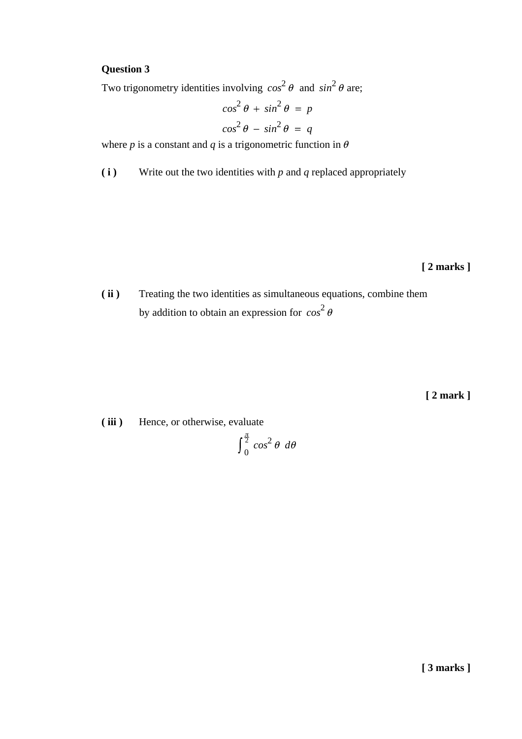**Question 3**

Two trigonometry identities involving $cos^2\,\theta$ and $sin^2\,\theta$ are;

$$cos^2\,\theta + sin^2\,\theta = p$$

$$cos^2\,\theta - sin^2\,\theta = q$$

where $p$ is a constant and $q$ is a trigonometric function in $\theta$

**( i )** Write out the two identities with $p$ and $q$ replaced appropriately

**[ 2 marks ]**

**( ii )** Treating the two identities as simultaneous equations, combine them by addition to obtain an expression for $cos^2\,\theta$

**[ 2 mark ]**

**( iii )** Hence, or otherwise, evaluate

$$\int_0^{\frac{\pi}{2}} cos^2\,\theta \;\, d\theta$$

**[ 3 marks ]**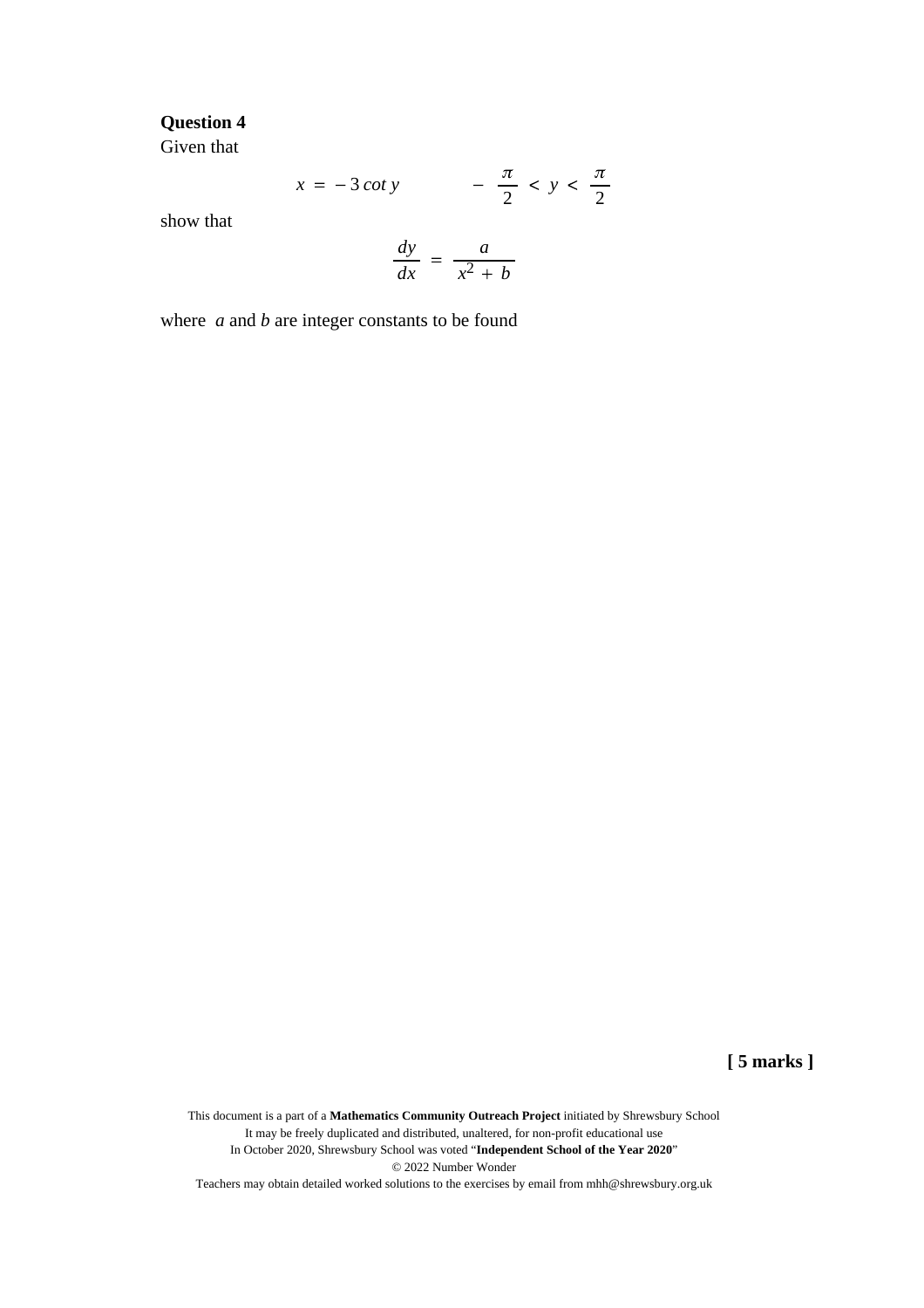**Question 4**

Given that

$$x = -3\cot y \qquad -\frac{\pi}{2} < y < \frac{\pi}{2}$$

show that

$$\frac{dy}{dx} = \frac{a}{x^2 + b}$$

where $a$ and $b$ are integer constants to be found

**[ 5 marks ]**

This document is a part of a **Mathematics Community Outreach Project** initiated by Shrewsbury School
It may be freely duplicated and distributed, unaltered, for non-profit educational use
In October 2020, Shrewsbury School was voted "**Independent School of the Year 2020**"
© 2022 Number Wonder
Teachers may obtain detailed worked solutions to the exercises by email from mhh@shrewsbury.org.uk